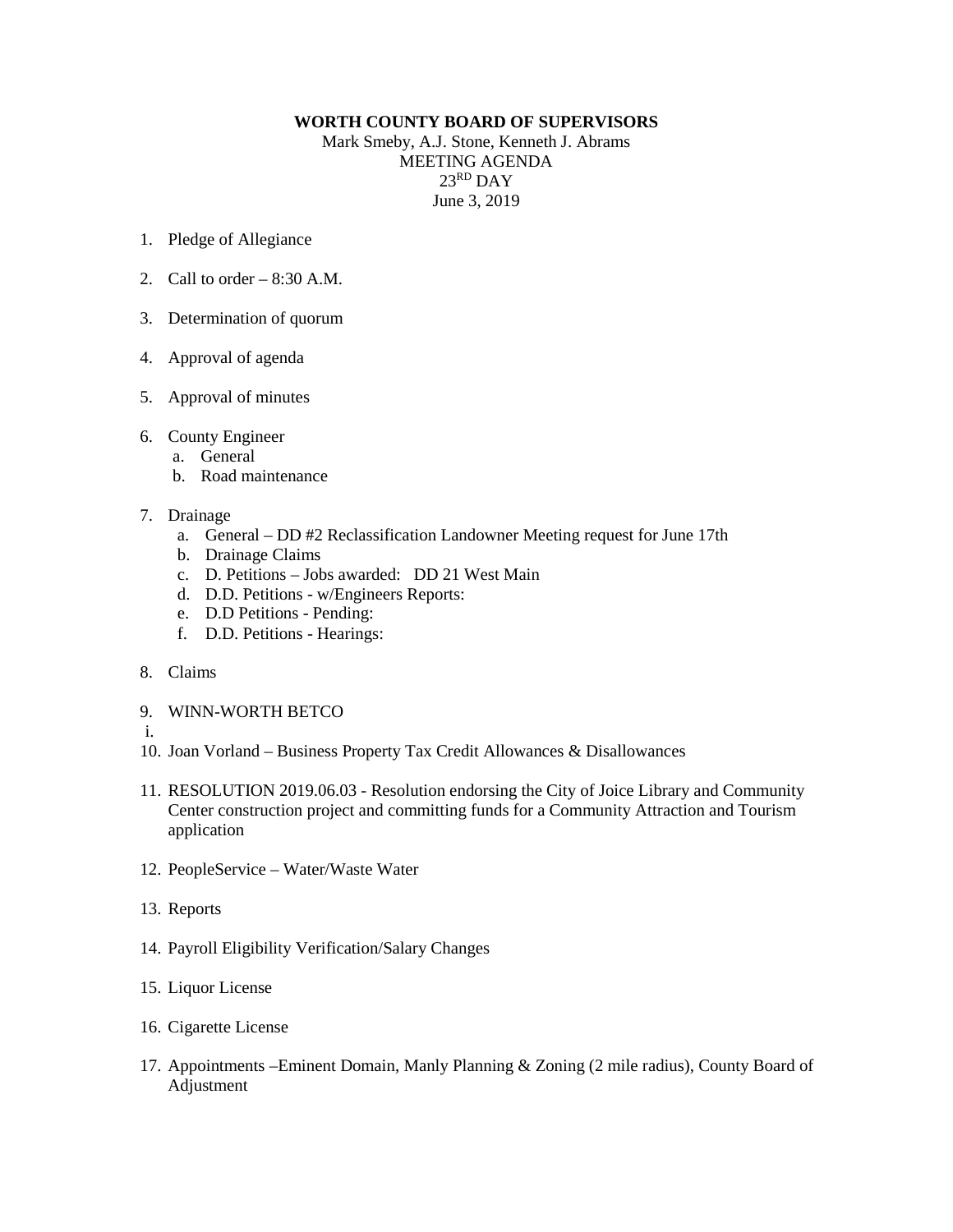**WORTH COUNTY BOARD OF SUPERVISORS**

Mark Smeby, A.J. Stone, Kenneth J. Abrams
MEETING AGENDA
23RD DAY
June 3, 2019

1. Pledge of Allegiance

2. Call to order – 8:30 A.M.

3. Determination of quorum

4. Approval of agenda

5. Approval of minutes

6. County Engineer
   a. General
   b. Road maintenance

7. Drainage
   a. General – DD #2 Reclassification Landowner Meeting request for June 17th
   b. Drainage Claims
   c. D. Petitions – Jobs awarded: DD 21 West Main
   d. D.D. Petitions - w/Engineers Reports:
   e. D.D Petitions - Pending:
   f. D.D. Petitions - Hearings:

8. Claims

9. WINN-WORTH BETCO

i.

10. Joan Vorland – Business Property Tax Credit Allowances & Disallowances

11. RESOLUTION 2019.06.03 - Resolution endorsing the City of Joice Library and Community Center construction project and committing funds for a Community Attraction and Tourism application

12. PeopleService – Water/Waste Water

13. Reports

14. Payroll Eligibility Verification/Salary Changes

15. Liquor License

16. Cigarette License

17. Appointments –Eminent Domain, Manly Planning & Zoning (2 mile radius), County Board of Adjustment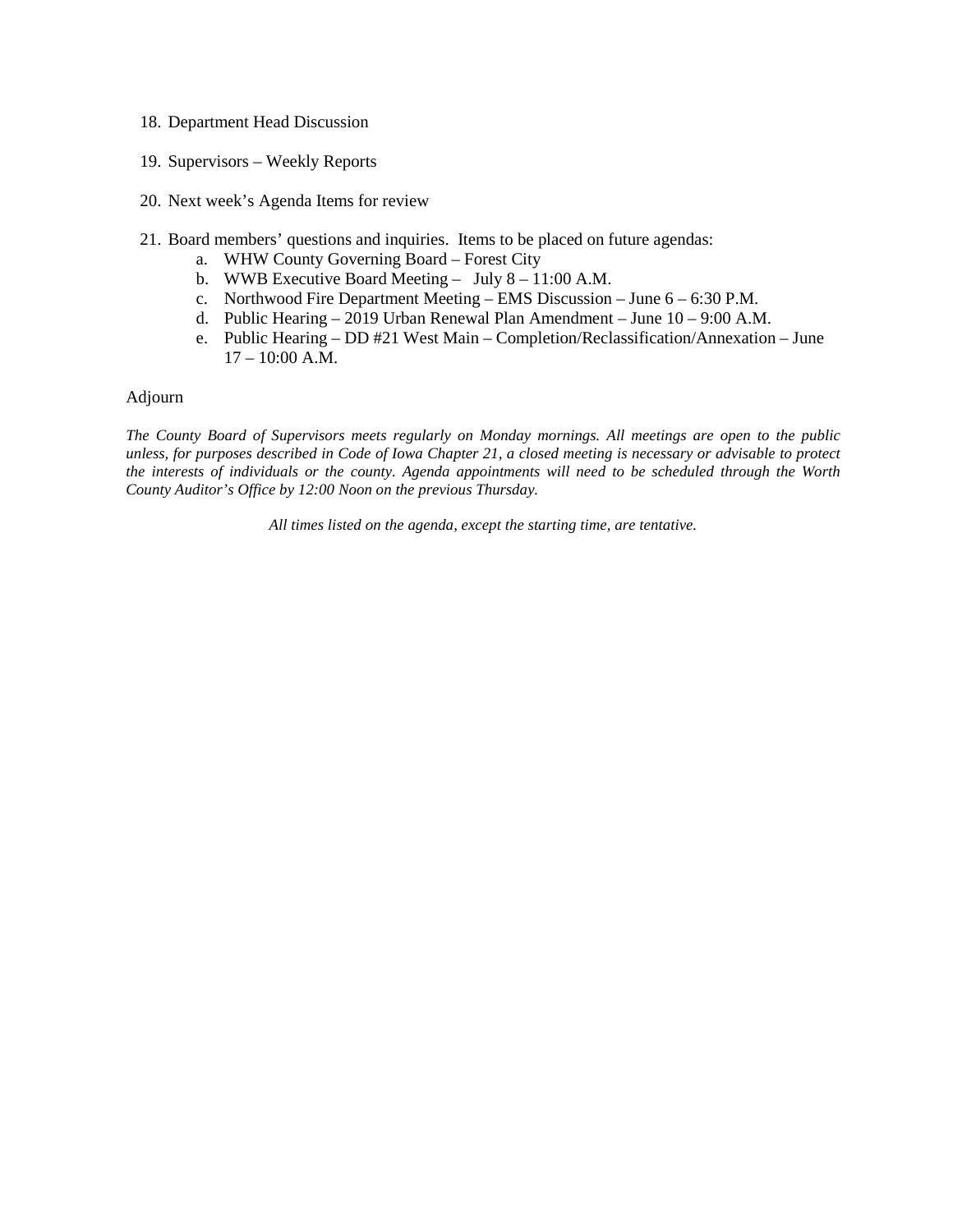18. Department Head Discussion

19. Supervisors – Weekly Reports

20. Next week's Agenda Items for review

21. Board members' questions and inquiries. Items to be placed on future agendas:
    a. WHW County Governing Board – Forest City
    b. WWB Executive Board Meeting – July 8 – 11:00 A.M.
    c. Northwood Fire Department Meeting – EMS Discussion – June 6 – 6:30 P.M.
    d. Public Hearing – 2019 Urban Renewal Plan Amendment – June 10 – 9:00 A.M.
    e. Public Hearing – DD #21 West Main – Completion/Reclassification/Annexation – June 17 – 10:00 A.M.

Adjourn

*The County Board of Supervisors meets regularly on Monday mornings. All meetings are open to the public unless, for purposes described in Code of Iowa Chapter 21, a closed meeting is necessary or advisable to protect the interests of individuals or the county. Agenda appointments will need to be scheduled through the Worth County Auditor's Office by 12:00 Noon on the previous Thursday.*

*All times listed on the agenda, except the starting time, are tentative.*